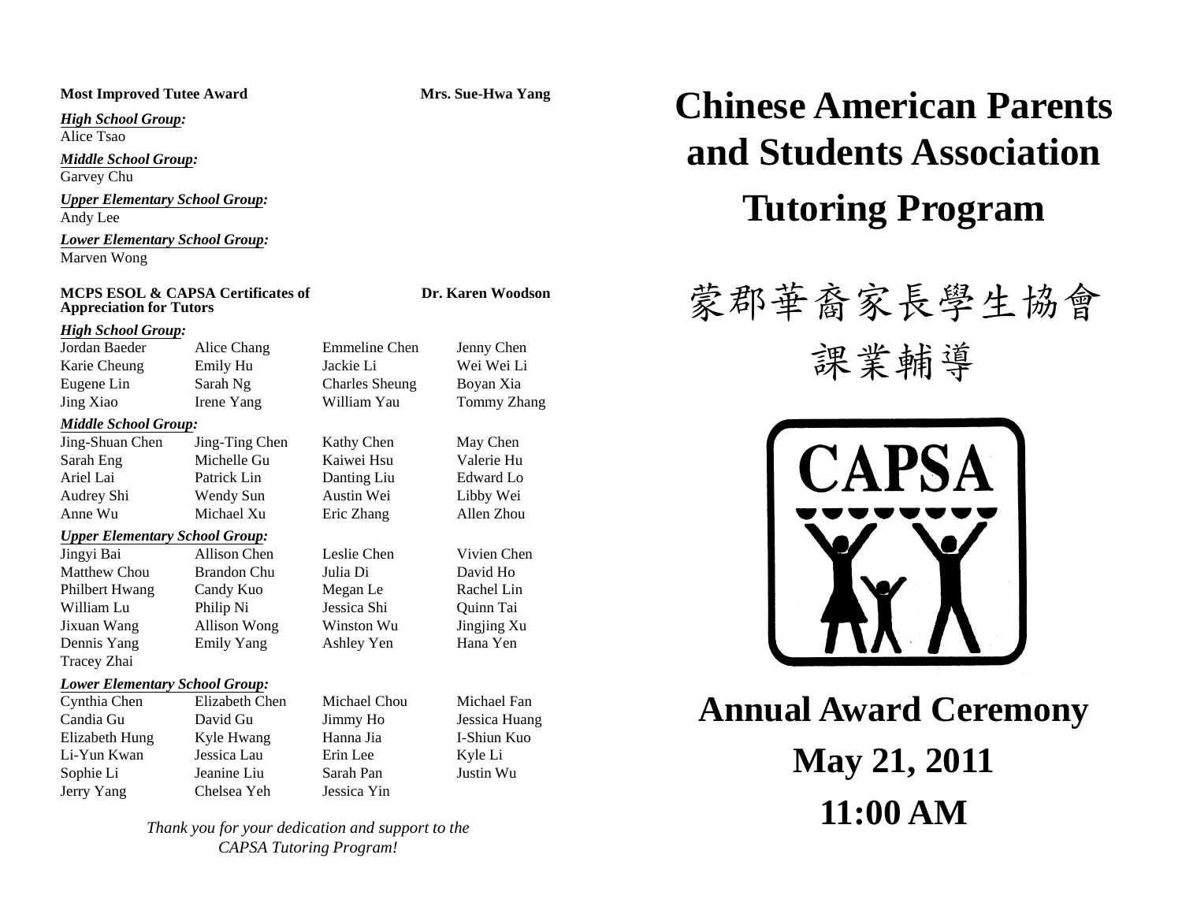**Most Improved Tutee Award** **Mrs. Sue-Hwa Yang**

***High School Group:***
Alice Tsao

***Middle School Group:***
Garvey Chu

***Upper Elementary School Group:***
Andy Lee

***Lower Elementary School Group:***
Marven Wong

**MCPS ESOL & CAPSA Certificates of Appreciation for Tutors** **Dr. Karen Woodson**

***High School Group:***

| | | | |
|---|---|---|---|
| Jordan Baeder | Alice Chang | Emmeline Chen | Jenny Chen |
| Karie Cheung | Emily Hu | Jackie Li | Wei Wei Li |
| Eugene Lin | Sarah Ng | Charles Sheung | Boyan Xia |
| Jing Xiao | Irene Yang | William Yau | Tommy Zhang |

***Middle School Group:***

| | | | |
|---|---|---|---|
| Jing-Shuan Chen | Jing-Ting Chen | Kathy Chen | May Chen |
| Sarah Eng | Michelle Gu | Kaiwei Hsu | Valerie Hu |
| Ariel Lai | Patrick Lin | Danting Liu | Edward Lo |
| Audrey Shi | Wendy Sun | Austin Wei | Libby Wei |
| Anne Wu | Michael Xu | Eric Zhang | Allen Zhou |

***Upper Elementary School Group:***

| | | | |
|---|---|---|---|
| Jingyi Bai | Allison Chen | Leslie Chen | Vivien Chen |
| Matthew Chou | Brandon Chu | Julia Di | David Ho |
| Philbert Hwang | Candy Kuo | Megan Le | Rachel Lin |
| William Lu | Philip Ni | Jessica Shi | Quinn Tai |
| Jixuan Wang | Allison Wong | Winston Wu | Jingjing Xu |
| Dennis Yang | Emily Yang | Ashley Yen | Hana Yen |
| Tracey Zhai | | | |

***Lower Elementary School Group:***

| | | | |
|---|---|---|---|
| Cynthia Chen | Elizabeth Chen | Michael Chou | Michael Fan |
| Candia Gu | David Gu | Jimmy Ho | Jessica Huang |
| Elizabeth Hung | Kyle Hwang | Hanna Jia | I-Shiun Kuo |
| Li-Yun Kwan | Jessica Lau | Erin Lee | Kyle Li |
| Sophie Li | Jeanine Liu | Sarah Pan | Justin Wu |
| Jerry Yang | Chelsea Yeh | Jessica Yin | |

*Thank you for your dedication and support to the CAPSA Tutoring Program!*

# Chinese American Parents and Students Association Tutoring Program

# 蒙郡華裔家長學生協會 課業輔導

CAPSA

# Annual Award Ceremony

## May 21, 2011

## 11:00 AM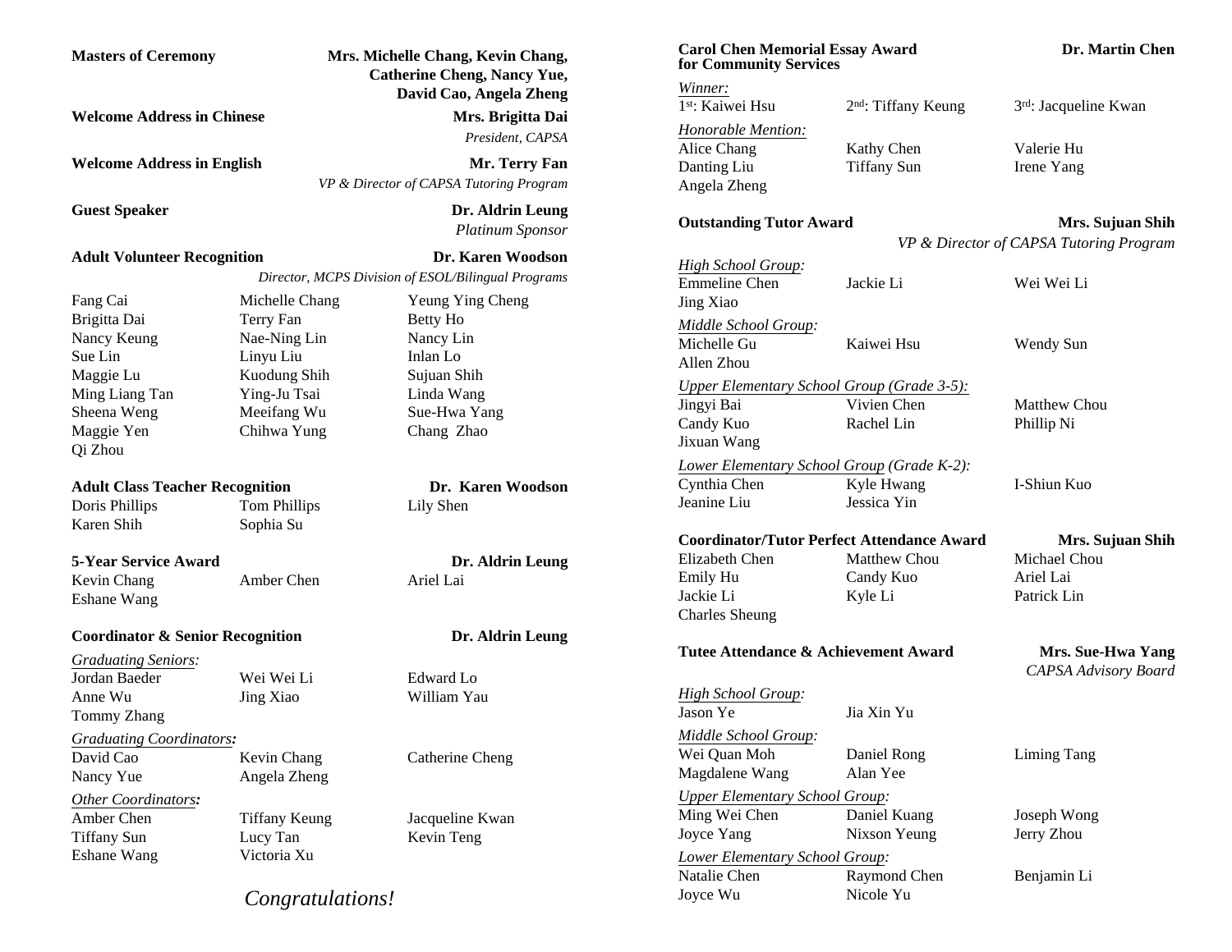**Masters of Ceremony** — **Mrs. Michelle Chang, Kevin Chang, Catherine Cheng, Nancy Yue, David Cao, Angela Zheng**

**Welcome Address in Chinese** — **Mrs. Brigitta Dai**
*President, CAPSA*

**Welcome Address in English** — **Mr. Terry Fan**
*VP & Director of CAPSA Tutoring Program*

**Guest Speaker** — **Dr. Aldrin Leung**
*Platinum Sponsor*

**Adult Volunteer Recognition** — **Dr. Karen Woodson**
*Director, MCPS Division of ESOL/Bilingual Programs*

| | | |
|---|---|---|
| Fang Cai | Michelle Chang | Yeung Ying Cheng |
| Brigitta Dai | Terry Fan | Betty Ho |
| Nancy Keung | Nae-Ning Lin | Nancy Lin |
| Sue Lin | Linyu Liu | Inlan Lo |
| Maggie Lu | Kuodung Shih | Sujuan Shih |
| Ming Liang Tan | Ying-Ju Tsai | Linda Wang |
| Sheena Weng | Meeifang Wu | Sue-Hwa Yang |
| Maggie Yen | Chihwa Yung | Chang Zhao |
| Qi Zhou | | |

**Adult Class Teacher Recognition** — **Dr. Karen Woodson**

| | | |
|---|---|---|
| Doris Phillips | Tom Phillips | Lily Shen |
| Karen Shih | Sophia Su | |

**5-Year Service Award** — **Dr. Aldrin Leung**

| | | |
|---|---|---|
| Kevin Chang | Amber Chen | Ariel Lai |
| Eshane Wang | | |

**Coordinator & Senior Recognition** — **Dr. Aldrin Leung**

*Graduating Seniors:*

| | | |
|---|---|---|
| Jordan Baeder | Wei Wei Li | Edward Lo |
| Anne Wu | Jing Xiao | William Yau |
| Tommy Zhang | | |

*Graduating Coordinators:*

| | | |
|---|---|---|
| David Cao | Kevin Chang | Catherine Cheng |
| Nancy Yue | Angela Zheng | |

*Other Coordinators:*

| | | |
|---|---|---|
| Amber Chen | Tiffany Keung | Jacqueline Kwan |
| Tiffany Sun | Lucy Tan | Kevin Teng |
| Eshane Wang | Victoria Xu | |

*Congratulations!*

**Carol Chen Memorial Essay Award for Community Services** — **Dr. Martin Chen**

*Winner:*

| | | |
|---|---|---|
| 1st: Kaiwei Hsu | 2nd: Tiffany Keung | 3rd: Jacqueline Kwan |

*Honorable Mention:*

| | | |
|---|---|---|
| Alice Chang | Kathy Chen | Valerie Hu |
| Danting Liu | Tiffany Sun | Irene Yang |
| Angela Zheng | | |

**Outstanding Tutor Award** — **Mrs. Sujuan Shih**
*VP & Director of CAPSA Tutoring Program*

*High School Group:*

| | | |
|---|---|---|
| Emmeline Chen | Jackie Li | Wei Wei Li |
| Jing Xiao | | |

*Middle School Group:*

| | | |
|---|---|---|
| Michelle Gu | Kaiwei Hsu | Wendy Sun |
| Allen Zhou | | |

*Upper Elementary School Group (Grade 3-5):*

| | | |
|---|---|---|
| Jingyi Bai | Vivien Chen | Matthew Chou |
| Candy Kuo | Rachel Lin | Phillip Ni |
| Jixuan Wang | | |

*Lower Elementary School Group (Grade K-2):*

| | | |
|---|---|---|
| Cynthia Chen | Kyle Hwang | I-Shiun Kuo |
| Jeanine Liu | Jessica Yin | |

**Coordinator/Tutor Perfect Attendance Award** — **Mrs. Sujuan Shih**

| | | |
|---|---|---|
| Elizabeth Chen | Matthew Chou | Michael Chou |
| Emily Hu | Candy Kuo | Ariel Lai |
| Jackie Li | Kyle Li | Patrick Lin |
| Charles Sheung | | |

**Tutee Attendance & Achievement Award** — **Mrs. Sue-Hwa Yang**
*CAPSA Advisory Board*

*High School Group:*

| | | |
|---|---|---|
| Jason Ye | Jia Xin Yu | |

*Middle School Group:*

| | | |
|---|---|---|
| Wei Quan Moh | Daniel Rong | Liming Tang |
| Magdalene Wang | Alan Yee | |

*Upper Elementary School Group:*

| | | |
|---|---|---|
| Ming Wei Chen | Daniel Kuang | Joseph Wong |
| Joyce Yang | Nixson Yeung | Jerry Zhou |

*Lower Elementary School Group:*

| | | |
|---|---|---|
| Natalie Chen | Raymond Chen | Benjamin Li |
| Joyce Wu | Nicole Yu | |